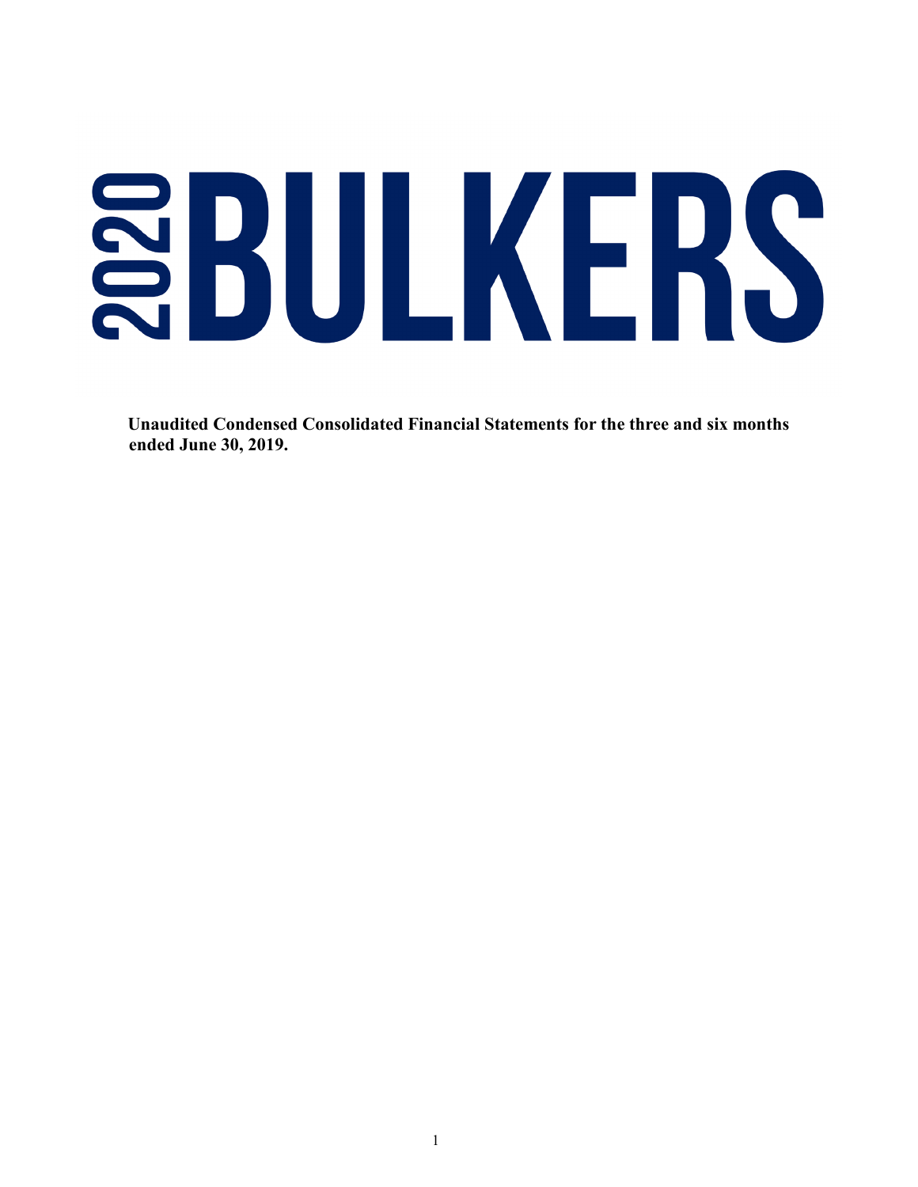# 2020 BULKERS

**Unaudited Condensed Consolidated Financial Statements for the three and six months ended June 30, 2019.**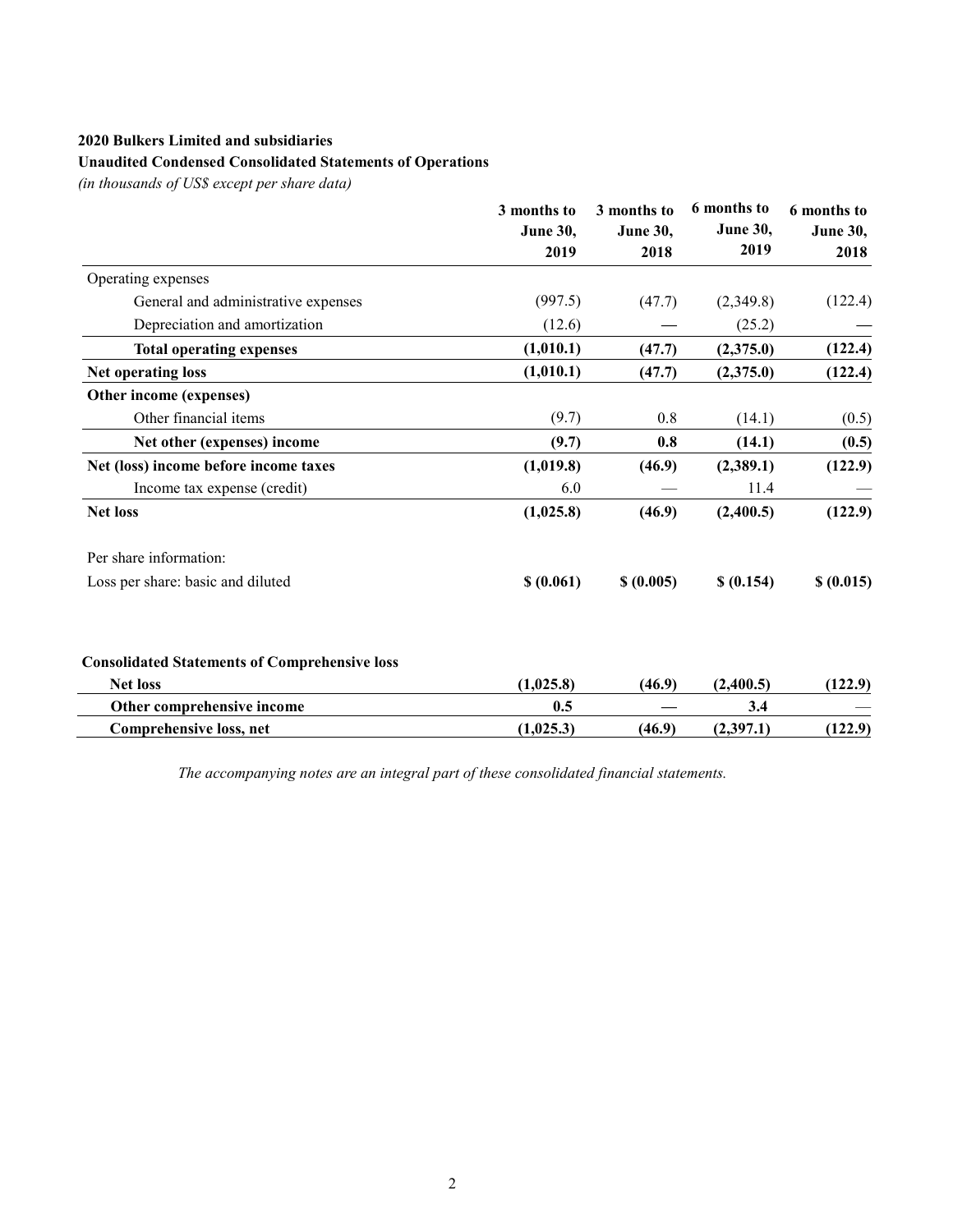**2020 Bulkers Limited and subsidiaries**

**Unaudited Condensed Consolidated Statements of Operations**

*(in thousands of US$ except per share data)*

| | 3 months to June 30, 2019 | 3 months to June 30, 2018 | 6 months to June 30, 2019 | 6 months to June 30, 2018 |
|---|---|---|---|---|
| Operating expenses | | | | |
| General and administrative expenses | (997.5) | (47.7) | (2,349.8) | (122.4) |
| Depreciation and amortization | (12.6) | — | (25.2) | — |
| **Total operating expenses** | **(1,010.1)** | **(47.7)** | **(2,375.0)** | **(122.4)** |
| **Net operating loss** | **(1,010.1)** | **(47.7)** | **(2,375.0)** | **(122.4)** |
| **Other income (expenses)** | | | | |
| Other financial items | (9.7) | 0.8 | (14.1) | (0.5) |
| **Net other (expenses) income** | **(9.7)** | **0.8** | **(14.1)** | **(0.5)** |
| **Net (loss) income before income taxes** | **(1,019.8)** | **(46.9)** | **(2,389.1)** | **(122.9)** |
| Income tax expense (credit) | 6.0 | — | 11.4 | — |
| **Net loss** | **(1,025.8)** | **(46.9)** | **(2,400.5)** | **(122.9)** |
| | | | | |
| Per share information: | | | | |
| Loss per share: basic and diluted | **$ (0.061)** | **$ (0.005)** | **$ (0.154)** | **$ (0.015)** |

**Consolidated Statements of Comprehensive loss**

| | 3 months to June 30, 2019 | 3 months to June 30, 2018 | 6 months to June 30, 2019 | 6 months to June 30, 2018 |
|---|---|---|---|---|
| **Net loss** | **(1,025.8)** | **(46.9)** | **(2,400.5)** | **(122.9)** |
| **Other comprehensive income** | **0.5** | **—** | **3.4** | — |
| **Comprehensive loss, net** | **(1,025.3)** | **(46.9)** | **(2,397.1)** | **(122.9)** |

*The accompanying notes are an integral part of these consolidated financial statements.*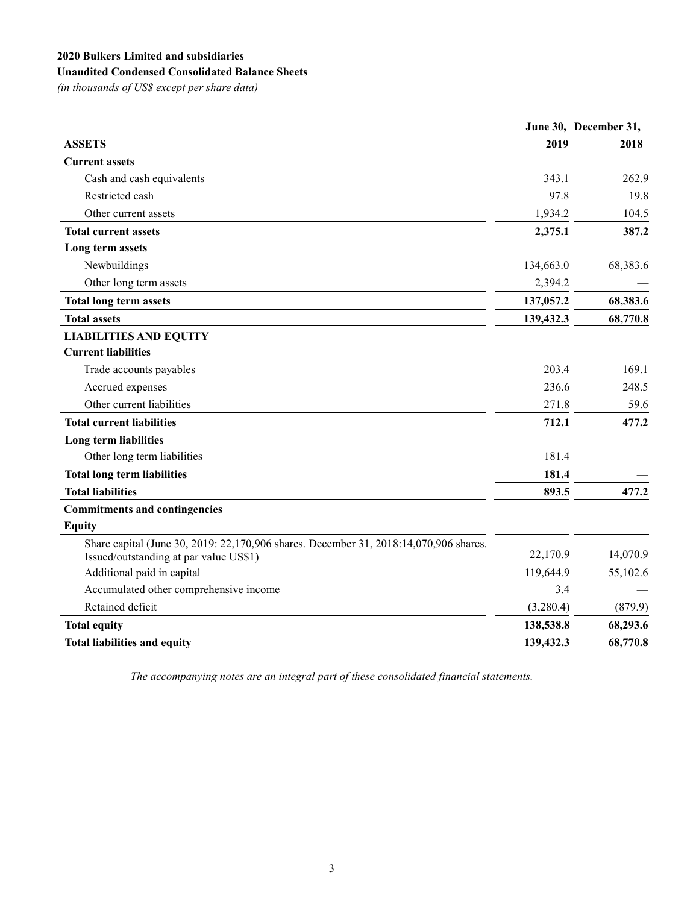**2020 Bulkers Limited and subsidiaries**

**Unaudited Condensed Consolidated Balance Sheets**

*(in thousands of US$ except per share data)*

| | June 30, 2019 | December 31, 2018 |
|---|---|---|
| **ASSETS** | | |
| **Current assets** | | |
| Cash and cash equivalents | 343.1 | 262.9 |
| Restricted cash | 97.8 | 19.8 |
| Other current assets | 1,934.2 | 104.5 |
| **Total current assets** | **2,375.1** | **387.2** |
| **Long term assets** | | |
| Newbuildings | 134,663.0 | 68,383.6 |
| Other long term assets | 2,394.2 | — |
| **Total long term assets** | **137,057.2** | **68,383.6** |
| **Total assets** | **139,432.3** | **68,770.8** |
| **LIABILITIES AND EQUITY** | | |
| **Current liabilities** | | |
| Trade accounts payables | 203.4 | 169.1 |
| Accrued expenses | 236.6 | 248.5 |
| Other current liabilities | 271.8 | 59.6 |
| **Total current liabilities** | **712.1** | **477.2** |
| **Long term liabilities** | | |
| Other long term liabilities | 181.4 | — |
| **Total long term liabilities** | **181.4** | — |
| **Total liabilities** | **893.5** | **477.2** |
| **Commitments and contingencies** | | |
| **Equity** | | |
| Share capital (June 30, 2019: 22,170,906 shares. December 31, 2018:14,070,906 shares. Issued/outstanding at par value US$1) | 22,170.9 | 14,070.9 |
| Additional paid in capital | 119,644.9 | 55,102.6 |
| Accumulated other comprehensive income | 3.4 | — |
| Retained deficit | (3,280.4) | (879.9) |
| **Total equity** | **138,538.8** | **68,293.6** |
| **Total liabilities and equity** | **139,432.3** | **68,770.8** |

*The accompanying notes are an integral part of these consolidated financial statements.*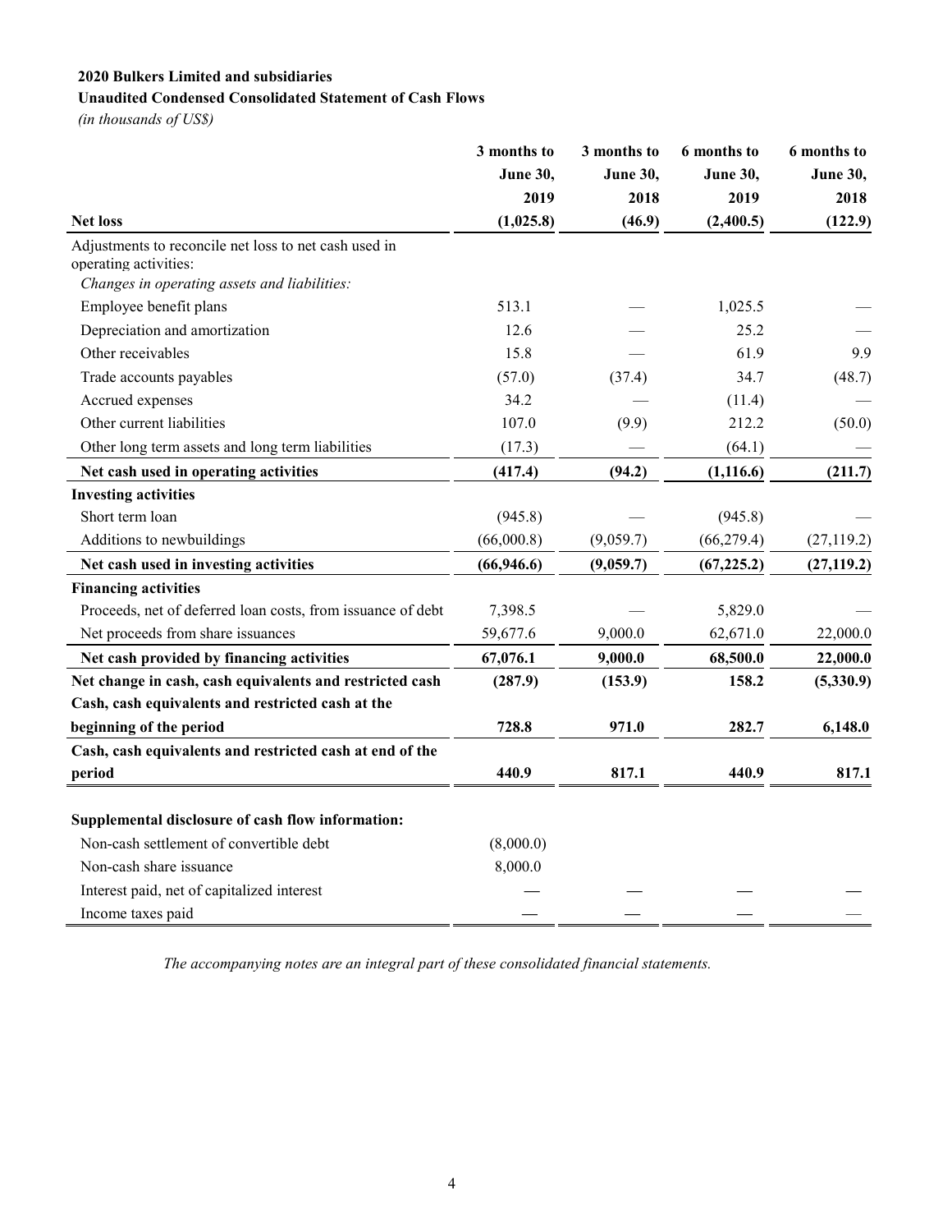**2020 Bulkers Limited and subsidiaries**

**Unaudited Condensed Consolidated Statement of Cash Flows**

*(in thousands of US$)*

| | 3 months to June 30, 2019 | 3 months to June 30, 2018 | 6 months to June 30, 2019 | 6 months to June 30, 2018 |
|---|---|---|---|---|
| **Net loss** | **(1,025.8)** | **(46.9)** | **(2,400.5)** | **(122.9)** |
| Adjustments to reconcile net loss to net cash used in operating activities: | | | | |
| *Changes in operating assets and liabilities:* | | | | |
| Employee benefit plans | 513.1 | — | 1,025.5 | — |
| Depreciation and amortization | 12.6 | — | 25.2 | — |
| Other receivables | 15.8 | — | 61.9 | 9.9 |
| Trade accounts payables | (57.0) | (37.4) | 34.7 | (48.7) |
| Accrued expenses | 34.2 | — | (11.4) | — |
| Other current liabilities | 107.0 | (9.9) | 212.2 | (50.0) |
| Other long term assets and long term liabilities | (17.3) | — | (64.1) | — |
| **Net cash used in operating activities** | **(417.4)** | **(94.2)** | **(1,116.6)** | **(211.7)** |
| **Investing activities** | | | | |
| Short term loan | (945.8) | — | (945.8) | — |
| Additions to newbuildings | (66,000.8) | (9,059.7) | (66,279.4) | (27,119.2) |
| **Net cash used in investing activities** | **(66,946.6)** | **(9,059.7)** | **(67,225.2)** | **(27,119.2)** |
| **Financing activities** | | | | |
| Proceeds, net of deferred loan costs, from issuance of debt | 7,398.5 | — | 5,829.0 | — |
| Net proceeds from share issuances | 59,677.6 | 9,000.0 | 62,671.0 | 22,000.0 |
| **Net cash provided by financing activities** | **67,076.1** | **9,000.0** | **68,500.0** | **22,000.0** |
| **Net change in cash, cash equivalents and restricted cash** | **(287.9)** | **(153.9)** | **158.2** | **(5,330.9)** |
| **Cash, cash equivalents and restricted cash at the beginning of the period** | **728.8** | **971.0** | **282.7** | **6,148.0** |
| **Cash, cash equivalents and restricted cash at end of the period** | **440.9** | **817.1** | **440.9** | **817.1** |
| | | | | |
| **Supplemental disclosure of cash flow information:** | | | | |
| Non-cash settlement of convertible debt | (8,000.0) | | | |
| Non-cash share issuance | 8,000.0 | | | |
| Interest paid, net of capitalized interest | — | — | — | — |
| Income taxes paid | — | — | — | — |

*The accompanying notes are an integral part of these consolidated financial statements.*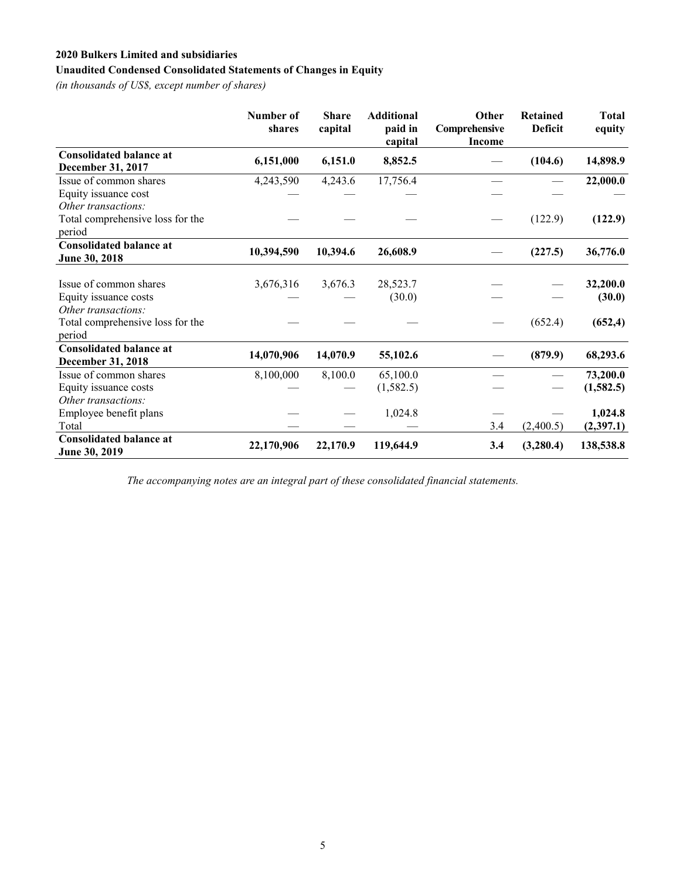**2020 Bulkers Limited and subsidiaries**

**Unaudited Condensed Consolidated Statements of Changes in Equity**

*(in thousands of US$, except number of shares)*

| | Number of shares | Share capital | Additional paid in capital | Other Comprehensive Income | Retained Deficit | Total equity |
|---|---|---|---|---|---|---|
| **Consolidated balance at December 31, 2017** | **6,151,000** | **6,151.0** | **8,852.5** | — | **(104.6)** | **14,898.9** |
| Issue of common shares | 4,243,590 | 4,243.6 | 17,756.4 | — | — | **22,000.0** |
| Equity issuance cost | — | — | — | — | — | — |
| *Other transactions:* | | | | | | |
| Total comprehensive loss for the period | — | — | — | — | (122.9) | **(122.9)** |
| **Consolidated balance at June 30, 2018** | **10,394,590** | **10,394.6** | **26,608.9** | — | **(227.5)** | **36,776.0** |
| Issue of common shares | 3,676,316 | 3,676.3 | 28,523.7 | — | — | **32,200.0** |
| Equity issuance costs | — | — | (30.0) | — | — | **(30.0)** |
| *Other transactions:* | | | | | | |
| Total comprehensive loss for the period | — | — | — | — | (652.4) | **(652,4)** |
| **Consolidated balance at December 31, 2018** | **14,070,906** | **14,070.9** | **55,102.6** | — | **(879.9)** | **68,293.6** |
| Issue of common shares | 8,100,000 | 8,100.0 | 65,100.0 | — | — | **73,200.0** |
| Equity issuance costs | — | — | (1,582.5) | — | — | **(1,582.5)** |
| *Other transactions:* | | | | | | |
| Employee benefit plans | — | — | 1,024.8 | — | — | **1,024.8** |
| Total | — | — | — | 3.4 | (2,400.5) | **(2,397.1)** |
| **Consolidated balance at June 30, 2019** | **22,170,906** | **22,170.9** | **119,644.9** | **3.4** | **(3,280.4)** | **138,538.8** |

*The accompanying notes are an integral part of these consolidated financial statements.*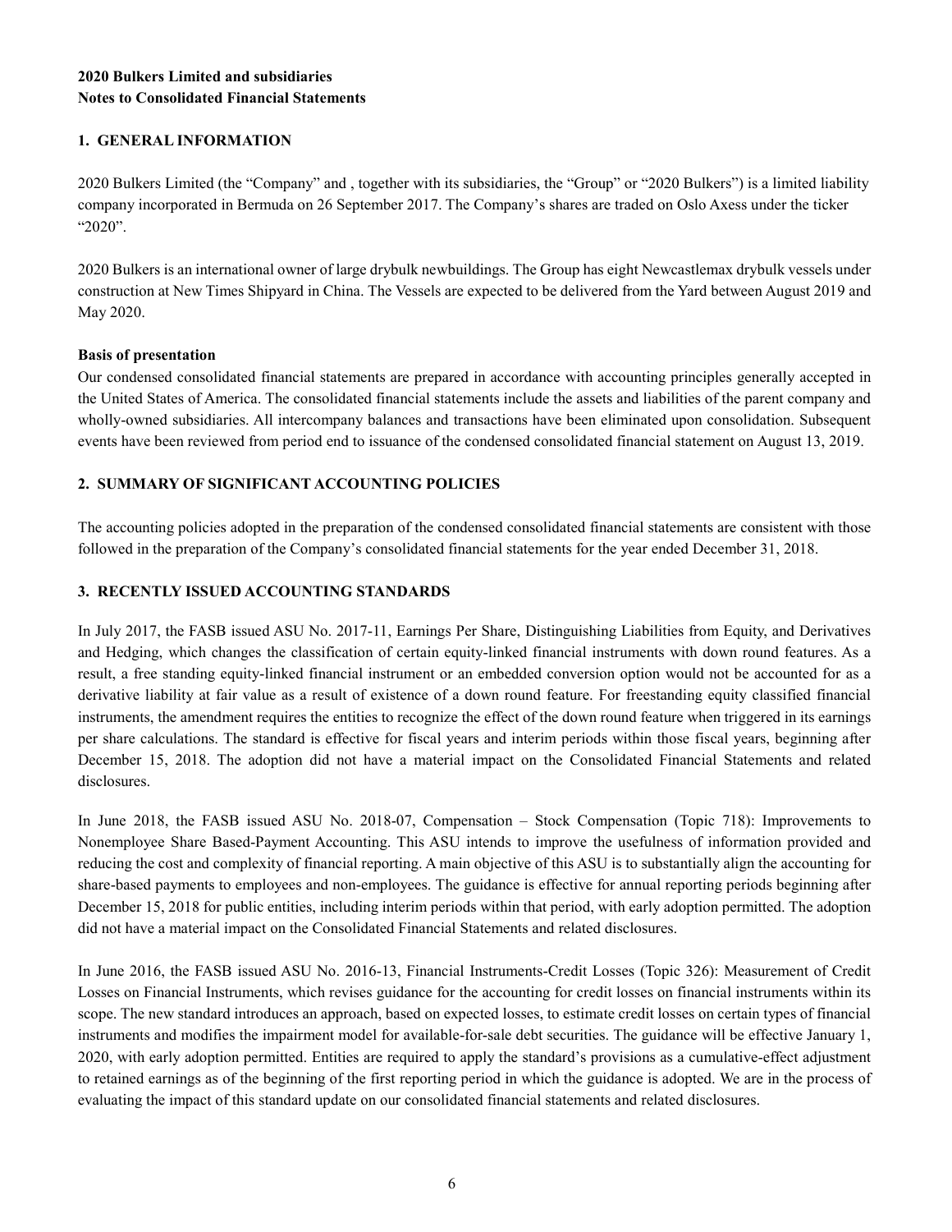**2020 Bulkers Limited and subsidiaries**
**Notes to Consolidated Financial Statements**

## 1. GENERAL INFORMATION

2020 Bulkers Limited (the "Company" and , together with its subsidiaries, the "Group" or "2020 Bulkers") is a limited liability company incorporated in Bermuda on 26 September 2017. The Company's shares are traded on Oslo Axess under the ticker "2020".

2020 Bulkers is an international owner of large drybulk newbuildings. The Group has eight Newcastlemax drybulk vessels under construction at New Times Shipyard in China. The Vessels are expected to be delivered from the Yard between August 2019 and May 2020.

### Basis of presentation

Our condensed consolidated financial statements are prepared in accordance with accounting principles generally accepted in the United States of America. The consolidated financial statements include the assets and liabilities of the parent company and wholly-owned subsidiaries. All intercompany balances and transactions have been eliminated upon consolidation. Subsequent events have been reviewed from period end to issuance of the condensed consolidated financial statement on August 13, 2019.

## 2. SUMMARY OF SIGNIFICANT ACCOUNTING POLICIES

The accounting policies adopted in the preparation of the condensed consolidated financial statements are consistent with those followed in the preparation of the Company's consolidated financial statements for the year ended December 31, 2018.

## 3. RECENTLY ISSUED ACCOUNTING STANDARDS

In July 2017, the FASB issued ASU No. 2017-11, Earnings Per Share, Distinguishing Liabilities from Equity, and Derivatives and Hedging, which changes the classification of certain equity-linked financial instruments with down round features. As a result, a free standing equity-linked financial instrument or an embedded conversion option would not be accounted for as a derivative liability at fair value as a result of existence of a down round feature. For freestanding equity classified financial instruments, the amendment requires the entities to recognize the effect of the down round feature when triggered in its earnings per share calculations. The standard is effective for fiscal years and interim periods within those fiscal years, beginning after December 15, 2018. The adoption did not have a material impact on the Consolidated Financial Statements and related disclosures.

In June 2018, the FASB issued ASU No. 2018-07, Compensation – Stock Compensation (Topic 718): Improvements to Nonemployee Share Based-Payment Accounting. This ASU intends to improve the usefulness of information provided and reducing the cost and complexity of financial reporting. A main objective of this ASU is to substantially align the accounting for share-based payments to employees and non-employees. The guidance is effective for annual reporting periods beginning after December 15, 2018 for public entities, including interim periods within that period, with early adoption permitted. The adoption did not have a material impact on the Consolidated Financial Statements and related disclosures.

In June 2016, the FASB issued ASU No. 2016-13, Financial Instruments-Credit Losses (Topic 326): Measurement of Credit Losses on Financial Instruments, which revises guidance for the accounting for credit losses on financial instruments within its scope. The new standard introduces an approach, based on expected losses, to estimate credit losses on certain types of financial instruments and modifies the impairment model for available-for-sale debt securities. The guidance will be effective January 1, 2020, with early adoption permitted. Entities are required to apply the standard's provisions as a cumulative-effect adjustment to retained earnings as of the beginning of the first reporting period in which the guidance is adopted. We are in the process of evaluating the impact of this standard update on our consolidated financial statements and related disclosures.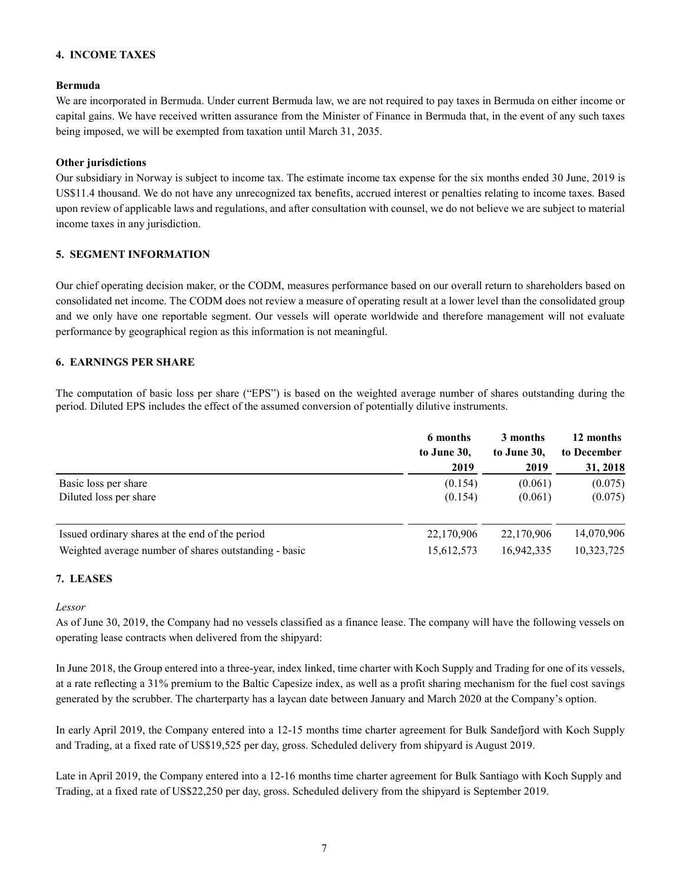## 4. INCOME TAXES

**Bermuda**

We are incorporated in Bermuda. Under current Bermuda law, we are not required to pay taxes in Bermuda on either income or capital gains. We have received written assurance from the Minister of Finance in Bermuda that, in the event of any such taxes being imposed, we will be exempted from taxation until March 31, 2035.

**Other jurisdictions**

Our subsidiary in Norway is subject to income tax. The estimate income tax expense for the six months ended 30 June, 2019 is US$11.4 thousand. We do not have any unrecognized tax benefits, accrued interest or penalties relating to income taxes. Based upon review of applicable laws and regulations, and after consultation with counsel, we do not believe we are subject to material income taxes in any jurisdiction.

## 5. SEGMENT INFORMATION

Our chief operating decision maker, or the CODM, measures performance based on our overall return to shareholders based on consolidated net income. The CODM does not review a measure of operating result at a lower level than the consolidated group and we only have one reportable segment. Our vessels will operate worldwide and therefore management will not evaluate performance by geographical region as this information is not meaningful.

## 6. EARNINGS PER SHARE

The computation of basic loss per share ("EPS") is based on the weighted average number of shares outstanding during the period. Diluted EPS includes the effect of the assumed conversion of potentially dilutive instruments.

| | 6 months to June 30, 2019 | 3 months to June 30, 2019 | 12 months to December 31, 2018 |
|---|---|---|---|
| Basic loss per share | (0.154) | (0.061) | (0.075) |
| Diluted loss per share | (0.154) | (0.061) | (0.075) |
| Issued ordinary shares at the end of the period | 22,170,906 | 22,170,906 | 14,070,906 |
| Weighted average number of shares outstanding - basic | 15,612,573 | 16,942,335 | 10,323,725 |

## 7. LEASES

*Lessor*

As of June 30, 2019, the Company had no vessels classified as a finance lease. The company will have the following vessels on operating lease contracts when delivered from the shipyard:

In June 2018, the Group entered into a three-year, index linked, time charter with Koch Supply and Trading for one of its vessels, at a rate reflecting a 31% premium to the Baltic Capesize index, as well as a profit sharing mechanism for the fuel cost savings generated by the scrubber. The charterparty has a laycan date between January and March 2020 at the Company's option.

In early April 2019, the Company entered into a 12-15 months time charter agreement for Bulk Sandefjord with Koch Supply and Trading, at a fixed rate of US$19,525 per day, gross. Scheduled delivery from shipyard is August 2019.

Late in April 2019, the Company entered into a 12-16 months time charter agreement for Bulk Santiago with Koch Supply and Trading, at a fixed rate of US$22,250 per day, gross. Scheduled delivery from the shipyard is September 2019.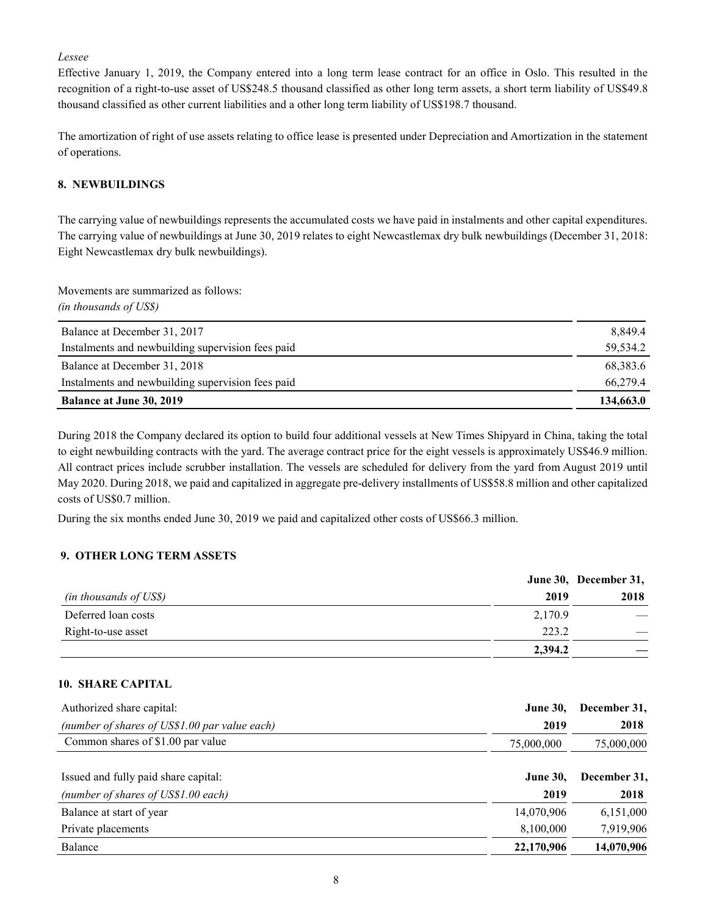*Lessee*

Effective January 1, 2019, the Company entered into a long term lease contract for an office in Oslo. This resulted in the recognition of a right-to-use asset of US$248.5 thousand classified as other long term assets, a short term liability of US$49.8 thousand classified as other current liabilities and a other long term liability of US$198.7 thousand.

The amortization of right of use assets relating to office lease is presented under Depreciation and Amortization in the statement of operations.

## 8. NEWBUILDINGS

The carrying value of newbuildings represents the accumulated costs we have paid in instalments and other capital expenditures. The carrying value of newbuildings at June 30, 2019 relates to eight Newcastlemax dry bulk newbuildings (December 31, 2018: Eight Newcastlemax dry bulk newbuildings).

Movements are summarized as follows:
*(in thousands of US$)*

| | |
|---|---|
| Balance at December 31, 2017 | 8,849.4 |
| Instalments and newbuilding supervision fees paid | 59,534.2 |
| Balance at December 31, 2018 | 68,383.6 |
| Instalments and newbuilding supervision fees paid | 66,279.4 |
| **Balance at June 30, 2019** | **134,663.0** |

During 2018 the Company declared its option to build four additional vessels at New Times Shipyard in China, taking the total to eight newbuilding contracts with the yard. The average contract price for the eight vessels is approximately US$46.9 million. All contract prices include scrubber installation. The vessels are scheduled for delivery from the yard from August 2019 until May 2020. During 2018, we paid and capitalized in aggregate pre-delivery installments of US$58.8 million and other capitalized costs of US$0.7 million.

During the six months ended June 30, 2019 we paid and capitalized other costs of US$66.3 million.

## 9. OTHER LONG TERM ASSETS

| *(in thousands of US$)* | June 30, 2019 | December 31, 2018 |
|---|---|---|
| Deferred loan costs | 2,170.9 | — |
| Right-to-use asset | 223.2 | — |
| | **2,394.2** | **—** |

## 10. SHARE CAPITAL

| Authorized share capital: *(number of shares of US$1.00 par value each)* | June 30, 2019 | December 31, 2018 |
|---|---|---|
| Common shares of $1.00 par value | 75,000,000 | 75,000,000 |

| Issued and fully paid share capital: *(number of shares of US$1.00 each)* | June 30, 2019 | December 31, 2018 |
|---|---|---|
| Balance at start of year | 14,070,906 | 6,151,000 |
| Private placements | 8,100,000 | 7,919,906 |
| Balance | **22,170,906** | **14,070,906** |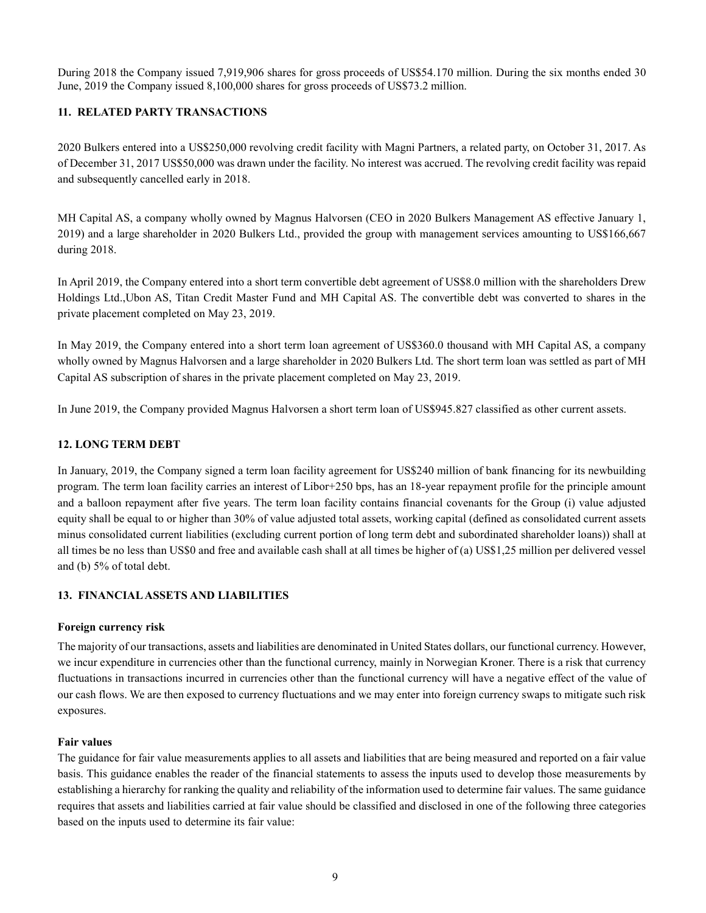During 2018 the Company issued 7,919,906 shares for gross proceeds of US$54.170 million. During the six months ended 30 June, 2019 the Company issued 8,100,000 shares for gross proceeds of US$73.2 million.

## 11. RELATED PARTY TRANSACTIONS

2020 Bulkers entered into a US$250,000 revolving credit facility with Magni Partners, a related party, on October 31, 2017. As of December 31, 2017 US$50,000 was drawn under the facility. No interest was accrued. The revolving credit facility was repaid and subsequently cancelled early in 2018.

MH Capital AS, a company wholly owned by Magnus Halvorsen (CEO in 2020 Bulkers Management AS effective January 1, 2019) and a large shareholder in 2020 Bulkers Ltd., provided the group with management services amounting to US$166,667 during 2018.

In April 2019, the Company entered into a short term convertible debt agreement of US$8.0 million with the shareholders Drew Holdings Ltd.,Ubon AS, Titan Credit Master Fund and MH Capital AS. The convertible debt was converted to shares in the private placement completed on May 23, 2019.

In May 2019, the Company entered into a short term loan agreement of US$360.0 thousand with MH Capital AS, a company wholly owned by Magnus Halvorsen and a large shareholder in 2020 Bulkers Ltd. The short term loan was settled as part of MH Capital AS subscription of shares in the private placement completed on May 23, 2019.

In June 2019, the Company provided Magnus Halvorsen a short term loan of US$945.827 classified as other current assets.

## 12. LONG TERM DEBT

In January, 2019, the Company signed a term loan facility agreement for US$240 million of bank financing for its newbuilding program. The term loan facility carries an interest of Libor+250 bps, has an 18-year repayment profile for the principle amount and a balloon repayment after five years. The term loan facility contains financial covenants for the Group (i) value adjusted equity shall be equal to or higher than 30% of value adjusted total assets, working capital (defined as consolidated current assets minus consolidated current liabilities (excluding current portion of long term debt and subordinated shareholder loans)) shall at all times be no less than US$0 and free and available cash shall at all times be higher of (a) US$1,25 million per delivered vessel and (b) 5% of total debt.

## 13. FINANCIAL ASSETS AND LIABILITIES

### Foreign currency risk

The majority of our transactions, assets and liabilities are denominated in United States dollars, our functional currency. However, we incur expenditure in currencies other than the functional currency, mainly in Norwegian Kroner. There is a risk that currency fluctuations in transactions incurred in currencies other than the functional currency will have a negative effect of the value of our cash flows. We are then exposed to currency fluctuations and we may enter into foreign currency swaps to mitigate such risk exposures.

### Fair values

The guidance for fair value measurements applies to all assets and liabilities that are being measured and reported on a fair value basis. This guidance enables the reader of the financial statements to assess the inputs used to develop those measurements by establishing a hierarchy for ranking the quality and reliability of the information used to determine fair values. The same guidance requires that assets and liabilities carried at fair value should be classified and disclosed in one of the following three categories based on the inputs used to determine its fair value: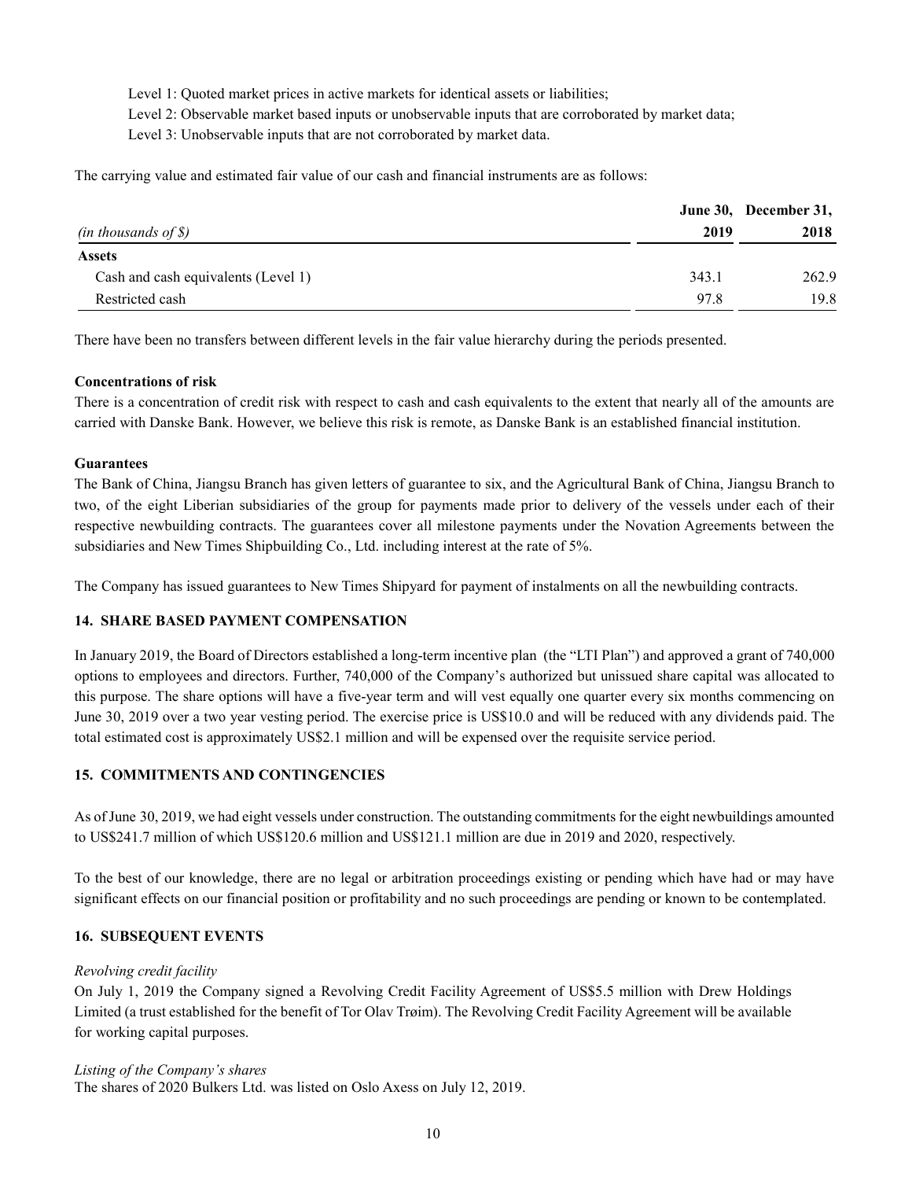Level 1: Quoted market prices in active markets for identical assets or liabilities;
Level 2: Observable market based inputs or unobservable inputs that are corroborated by market data;
Level 3: Unobservable inputs that are not corroborated by market data.

The carrying value and estimated fair value of our cash and financial instruments are as follows:

| *(in thousands of $)* | June 30, 2019 | December 31, 2018 |
|---|---|---|
| **Assets** | | |
| Cash and cash equivalents (Level 1) | 343.1 | 262.9 |
| Restricted cash | 97.8 | 19.8 |

There have been no transfers between different levels in the fair value hierarchy during the periods presented.

**Concentrations of risk**

There is a concentration of credit risk with respect to cash and cash equivalents to the extent that nearly all of the amounts are carried with Danske Bank. However, we believe this risk is remote, as Danske Bank is an established financial institution.

**Guarantees**

The Bank of China, Jiangsu Branch has given letters of guarantee to six, and the Agricultural Bank of China, Jiangsu Branch to two, of the eight Liberian subsidiaries of the group for payments made prior to delivery of the vessels under each of their respective newbuilding contracts. The guarantees cover all milestone payments under the Novation Agreements between the subsidiaries and New Times Shipbuilding Co., Ltd. including interest at the rate of 5%.

The Company has issued guarantees to New Times Shipyard for payment of instalments on all the newbuilding contracts.

## 14. SHARE BASED PAYMENT COMPENSATION

In January 2019, the Board of Directors established a long-term incentive plan (the "LTI Plan") and approved a grant of 740,000 options to employees and directors. Further, 740,000 of the Company's authorized but unissued share capital was allocated to this purpose. The share options will have a five-year term and will vest equally one quarter every six months commencing on June 30, 2019 over a two year vesting period. The exercise price is US$10.0 and will be reduced with any dividends paid. The total estimated cost is approximately US$2.1 million and will be expensed over the requisite service period.

## 15. COMMITMENTS AND CONTINGENCIES

As of June 30, 2019, we had eight vessels under construction. The outstanding commitments for the eight newbuildings amounted to US$241.7 million of which US$120.6 million and US$121.1 million are due in 2019 and 2020, respectively.

To the best of our knowledge, there are no legal or arbitration proceedings existing or pending which have had or may have significant effects on our financial position or profitability and no such proceedings are pending or known to be contemplated.

## 16. SUBSEQUENT EVENTS

*Revolving credit facility*

On July 1, 2019 the Company signed a Revolving Credit Facility Agreement of US$5.5 million with Drew Holdings Limited (a trust established for the benefit of Tor Olav Trøim). The Revolving Credit Facility Agreement will be available for working capital purposes.

*Listing of the Company's shares*

The shares of 2020 Bulkers Ltd. was listed on Oslo Axess on July 12, 2019.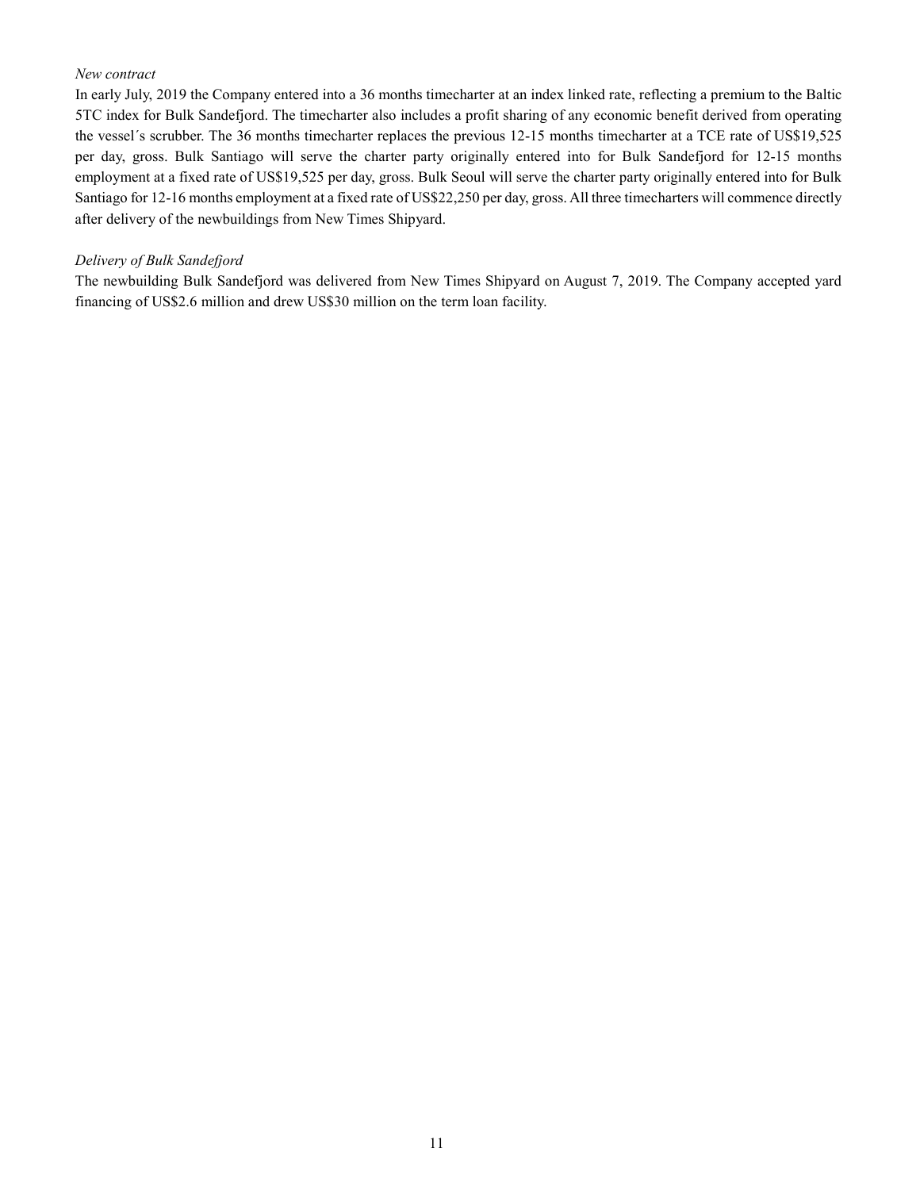*New contract*

In early July, 2019 the Company entered into a 36 months timecharter at an index linked rate, reflecting a premium to the Baltic 5TC index for Bulk Sandefjord. The timecharter also includes a profit sharing of any economic benefit derived from operating the vessel´s scrubber. The 36 months timecharter replaces the previous 12-15 months timecharter at a TCE rate of US$19,525 per day, gross. Bulk Santiago will serve the charter party originally entered into for Bulk Sandefjord for 12-15 months employment at a fixed rate of US$19,525 per day, gross. Bulk Seoul will serve the charter party originally entered into for Bulk Santiago for 12-16 months employment at a fixed rate of US$22,250 per day, gross. All three timecharters will commence directly after delivery of the newbuildings from New Times Shipyard.

*Delivery of Bulk Sandefjord*

The newbuilding Bulk Sandefjord was delivered from New Times Shipyard on August 7, 2019. The Company accepted yard financing of US$2.6 million and drew US$30 million on the term loan facility.